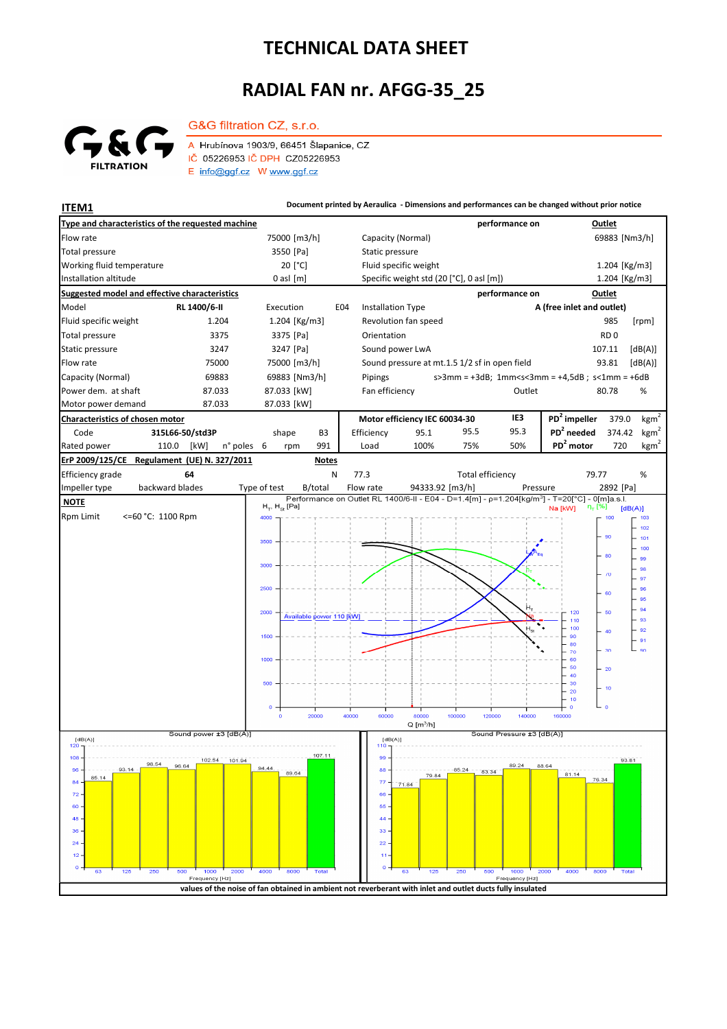# TECHNICAL DATA SHEET

## RADIAL FAN nr. AFGG-35_25

G&G FILTRATION

**G&G filtration CZ, s.r.o.**

A Hrubínova 1903/9, 66451 Šlapanice, CZ
IČ 05226953 IČ DPH CZ05226953
E info@ggf.cz W www.ggf.cz

**ITEM1**

**Document printed by Aeraulica - Dimensions and performances can be changed without prior notice**

| **Type and characteristics of the requested machine** | | | **performance on** | **Outlet** |
|---|---|---|---|---|
| Flow rate | 75000 [m3/h] | Capacity (Normal) | | 69883 [Nm3/h] |
| Total pressure | 3550 [Pa] | Static pressure | | |
| Working fluid temperature | 20 [°C] | Fluid specific weight | | 1.204 [Kg/m3] |
| Installation altitude | 0 asl [m] | Specific weight std (20 [°C], 0 asl [m]) | | 1.204 [Kg/m3] |

| **Suggested model and effective characteristics** | | | | | **performance on** | **Outlet** |
|---|---|---|---|---|---|---|
| Model | **RL 1400/6-II** | Execution | E04 | Installation Type | | **A (free inlet and outlet)** |
| Fluid specific weight | 1.204 | 1.204 [Kg/m3] | | Revolution fan speed | | 985 [rpm] |
| Total pressure | 3375 | 3375 [Pa] | | Orientation | | RD 0 |
| Static pressure | 3247 | 3247 [Pa] | | Sound power LwA | | 107.11 [dB(A)] |
| Flow rate | 75000 | 75000 [m3/h] | | Sound pressure at mt.1.5 1/2 sf in open field | | 93.81 [dB(A)] |
| Capacity (Normal) | 69883 | 69883 [Nm3/h] | | Pipings | | s>3mm = +3dB; 1mm<s<3mm = +4,5dB ; s<1mm = +6dB |
| Power dem. at shaft | 87.033 | 87.033 [kW] | | Fan efficiency | Outlet | 80.78 % |
| Motor power demand | 87.033 | 87.033 [kW] | | | | |

| **Characteristics of chosen motor** | | | | **Motor efficiency IEC 60034-30** | | | **IE3** | | |
|---|---|---|---|---|---|---|---|---|---|
| Code | 315L66-50/std3P | shape | B3 | Efficiency | 95.1 | 95.5 | 95.3 | **$PD^2$ impeller** | 379.0 $kgm^2$ |
| Rated power | 110.0 [kW] | n° poles 6 | rpm 991 | Load | 100% | 75% | 50% | **$PD^2$ needed** | 374.42 $kgm^2$ |
| | | | | | | | | **$PD^2$ motor** | 720 $kgm^2$ |

| **ErP 2009/125/CE Regulament (UE) N. 327/2011** | | **Notes** | | | |
|---|---|---|---|---|---|
| Efficiency grade | **64** | N | 77.3 | Total efficiency | 79.77 % |
| Impeller type | backward blades | Type of test B/total | Flow rate 94333.92 [m3/h] | Pressure | 2892 [Pa] |

**NOTE**

Rpm Limit <=60 °C: 1100 Rpm

Performance on Outlet RL 1400/6-II - E04 - D=1.4[m] - ρ=1.204[kg/m³] - T=20[°C] - 0[m]a.s.l.

Available power 110 [kW]

Sound power ±3 [dB(A)]

| Frequency [Hz] | 63 | 125 | 250 | 500 | 1000 | 2000 | 4000 | 8000 | Total |
|---|---|---|---|---|---|---|---|---|---|
| dB(A) | 85.14 | 93.14 | 98.54 | 96.64 | 102.54 | 101.94 | 94.44 | 89.64 | 107.11 |

Sound Pressure ±3 [dB(A)]

| Frequency [Hz] | 63 | 125 | 250 | 500 | 1000 | 2000 | 4000 | 8000 | Total |
|---|---|---|---|---|---|---|---|---|---|
| dB(A) | 71.84 | 79.84 | 85.24 | 83.34 | 89.24 | 88.64 | 81.14 | 76.34 | 93.81 |

**values of the noise of fan obtained in ambient not reverberant with inlet and outlet ducts fully insulated**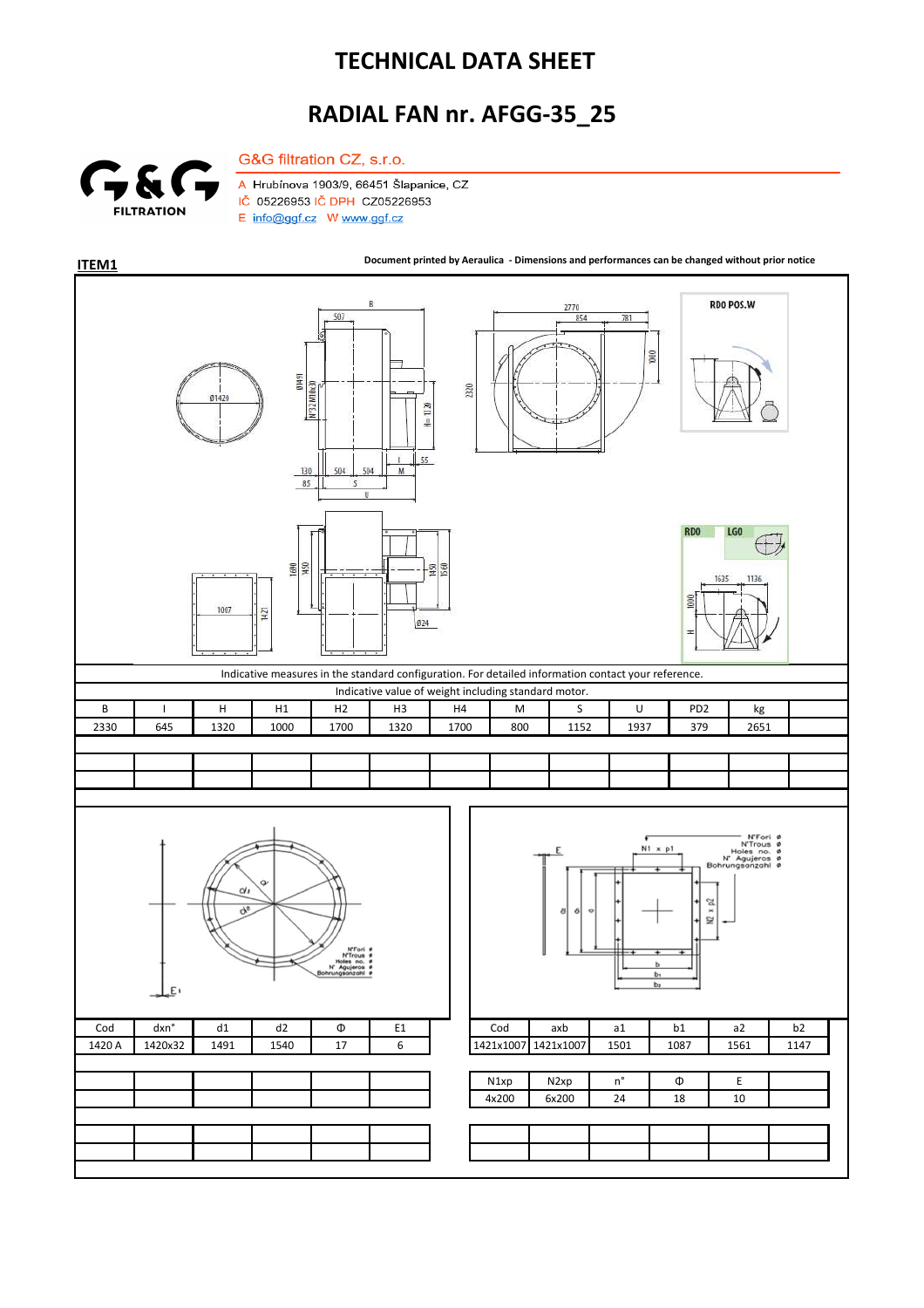# TECHNICAL DATA SHEET

# RADIAL FAN nr. AFGG-35_25

G&G filtration CZ, s.r.o.

A Hrubínova 1903/9, 66451 Šlapanice, CZ
IČ 05226953 IČ DPH CZ05226953
E info@ggf.cz W www.ggf.cz

**ITEM1**

**Document printed by Aeraulica - Dimensions and performances can be changed without prior notice**

Ø1420

B
507
Ø1491
N°32 M10x30
H= 1320
130
85
504
504
S
U
I
55
M

2770
854
781
1000
2320

RD0 POS.W

1007
1421
1600
1450
1450
1560
Ø24

RD0
LG0
1635
1136
1000
H

Indicative measures in the standard configuration. For detailed information contact your reference.

Indicative value of weight including standard motor.

| B | I | H | H1 | H2 | H3 | H4 | M | S | U | PD2 | kg |
|---|---|---|---|---|---|---|---|---|---|---|---|
| 2330 | 645 | 1320 | 1000 | 1700 | 1320 | 1700 | 800 | 1152 | 1937 | 379 | 2651 |

d1
d2
E1
N°Fori ø
N'Trous ø
Holes no. ø
N° Agujeros ø
Bohrungsanzahl ø

E
N1 x p1
N2 x p2
a
a1
a2
b
b1
b2

| Cod | dxn° | d1 | d2 | Φ | E1 |
|---|---|---|---|---|---|
| 1420 A | 1420x32 | 1491 | 1540 | 17 | 6 |

| Cod | axb | a1 | b1 | a2 | b2 |
|---|---|---|---|---|---|
| 1421x1007 | 1421x1007 | 1501 | 1087 | 1561 | 1147 |

| N1xp | N2xp | n° | Φ | E |
|---|---|---|---|---|
| 4x200 | 6x200 | 24 | 18 | 10 |